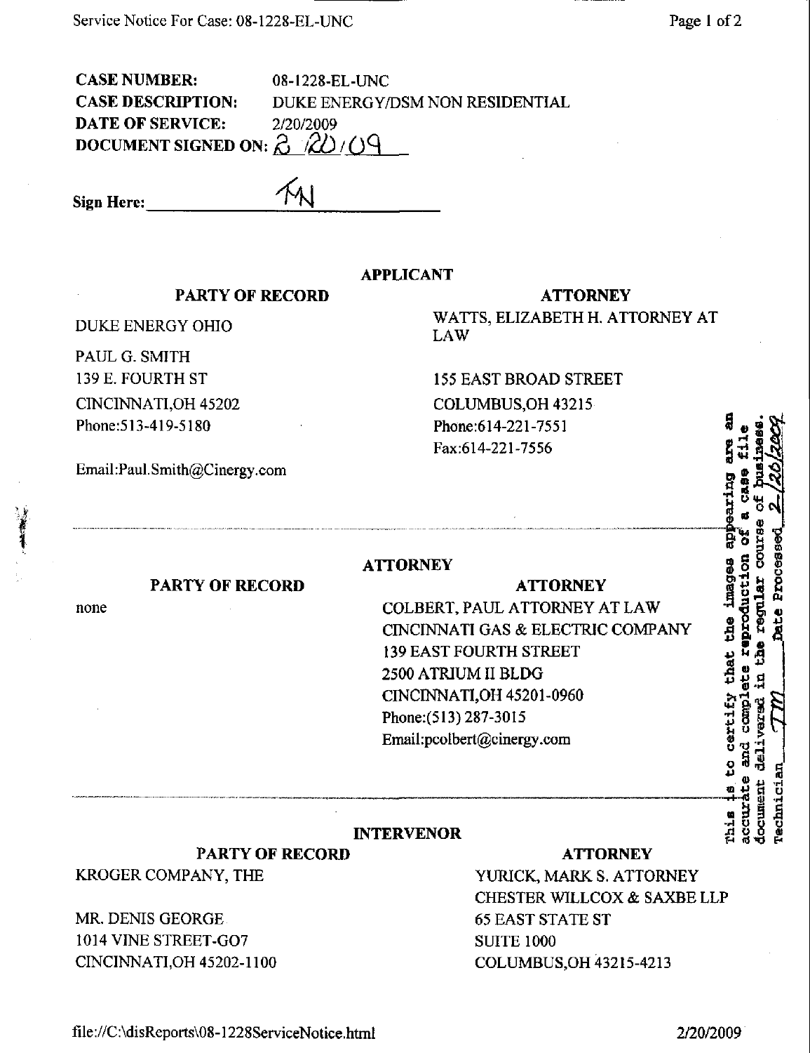**CASE NUMBER:** 08-1228-EL-UNC
**CASE DESCRIPTION:** DUKE ENERGY/DSM NON RESIDENTIAL
**DATE OF SERVICE:** 2/20/2009
**DOCUMENT SIGNED ON:** 2/20/09

**Sign Here:** TM

## APPLICANT

| PARTY OF RECORD | ATTORNEY |
|---|---|
| DUKE ENERGY OHIO | WATTS, ELIZABETH H. ATTORNEY AT LAW |
| PAUL G. SMITH | |
| 139 E. FOURTH ST | 155 EAST BROAD STREET |
| CINCINNATI,OH 45202 | COLUMBUS,OH 43215 |
| Phone:513-419-5180 | Phone:614-221-7551 |
| | Fax:614-221-7556 |
| Email:Paul.Smith@Cinergy.com | |

## ATTORNEY

| PARTY OF RECORD | ATTORNEY |
|---|---|
| none | COLBERT, PAUL ATTORNEY AT LAW |
| | CINCINNATI GAS & ELECTRIC COMPANY |
| | 139 EAST FOURTH STREET |
| | 2500 ATRIUM II BLDG |
| | CINCINNATI,OH 45201-0960 |
| | Phone:(513) 287-3015 |
| | Email:pcolbert@cinergy.com |

## INTERVENOR

| PARTY OF RECORD | ATTORNEY |
|---|---|
| KROGER COMPANY, THE | YURICK, MARK S. ATTORNEY |
| | CHESTER WILLCOX & SAXBE LLP |
| MR. DENIS GEORGE | 65 EAST STATE ST |
| 1014 VINE STREET-GO7 | SUITE 1000 |
| CINCINNATI,OH 45202-1100 | COLUMBUS,OH 43215-4213 |

This is to certify that the images appearing are an accurate and complete reproduction of a case file document delivered in the regular course of business. Technician TM Date Processed 2/20/2009

file://C:\disReports\08-1228ServiceNotice.html 2/20/2009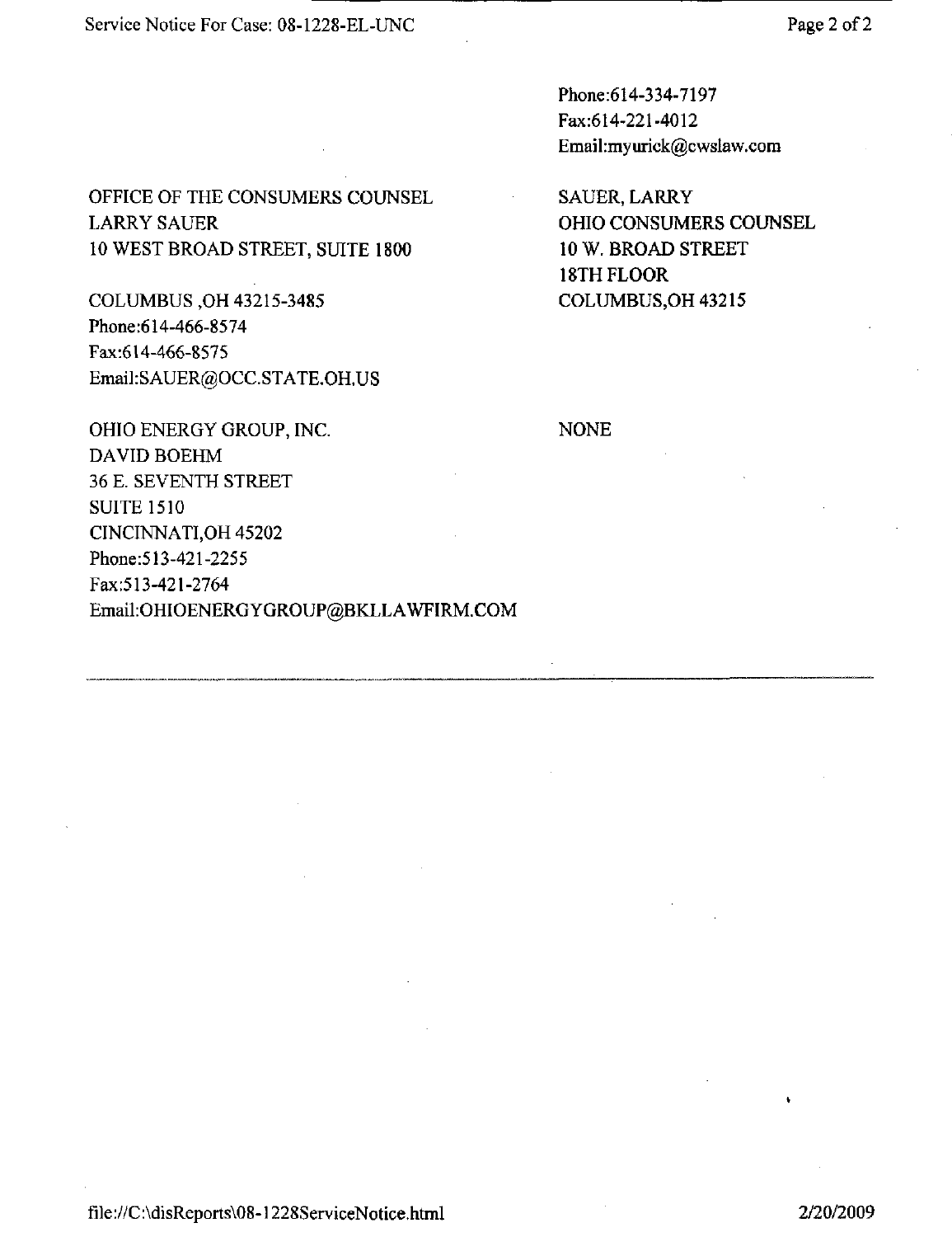Phone:614-334-7197
Fax:614-221-4012
Email:myurick@cwslaw.com

OFFICE OF THE CONSUMERS COUNSEL
LARRY SAUER
10 WEST BROAD STREET, SUITE 1800

COLUMBUS ,OH 43215-3485
Phone:614-466-8574
Fax:614-466-8575
Email:SAUER@OCC.STATE.OH.US

SAUER, LARRY
OHIO CONSUMERS COUNSEL
10 W. BROAD STREET
18TH FLOOR
COLUMBUS,OH 43215

OHIO ENERGY GROUP, INC.
DAVID BOEHM
36 E. SEVENTH STREET
SUITE 1510
CINCINNATI,OH 45202
Phone:513-421-2255
Fax:513-421-2764
Email:OHIOENERGYGROUP@BKLLAWFIRM.COM

NONE